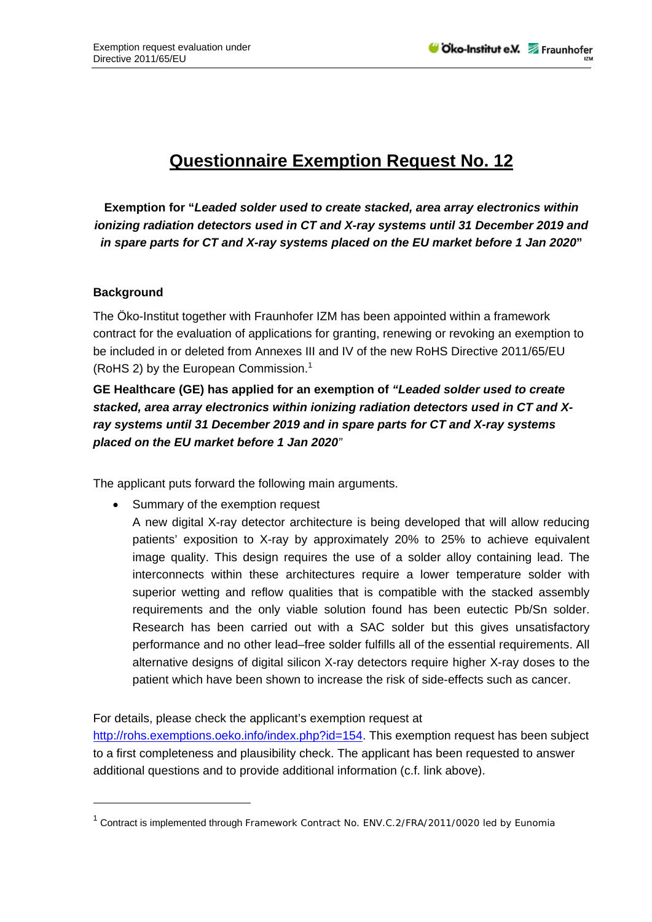# Questionnaire Exemption Request No. 12

**Exemption for "*Leaded solder used to create stacked, area array electronics within ionizing radiation detectors used in CT and X-ray systems until 31 December 2019 and in spare parts for CT and X-ray systems placed on the EU market before 1 Jan 2020*"**

## Background

The Öko-Institut together with Fraunhofer IZM has been appointed within a framework contract for the evaluation of applications for granting, renewing or revoking an exemption to be included in or deleted from Annexes III and IV of the new RoHS Directive 2011/65/EU (RoHS 2) by the European Commission.[1]

**GE Healthcare (GE) has applied for an exemption of *"Leaded solder used to create stacked, area array electronics within ionizing radiation detectors used in CT and X-ray systems until 31 December 2019 and in spare parts for CT and X-ray systems placed on the EU market before 1 Jan 2020*"**

The applicant puts forward the following main arguments.

- Summary of the exemption request

  A new digital X-ray detector architecture is being developed that will allow reducing patients' exposition to X-ray by approximately 20% to 25% to achieve equivalent image quality. This design requires the use of a solder alloy containing lead. The interconnects within these architectures require a lower temperature solder with superior wetting and reflow qualities that is compatible with the stacked assembly requirements and the only viable solution found has been eutectic Pb/Sn solder. Research has been carried out with a SAC solder but this gives unsatisfactory performance and no other lead–free solder fulfills all of the essential requirements. All alternative designs of digital silicon X-ray detectors require higher X-ray doses to the patient which have been shown to increase the risk of side-effects such as cancer.

For details, please check the applicant's exemption request at http://rohs.exemptions.oeko.info/index.php?id=154. This exemption request has been subject to a first completeness and plausibility check. The applicant has been requested to answer additional questions and to provide additional information (c.f. link above).

[1] Contract is implemented through Framework Contract No. ENV.C.2/FRA/2011/0020 led by Eunomia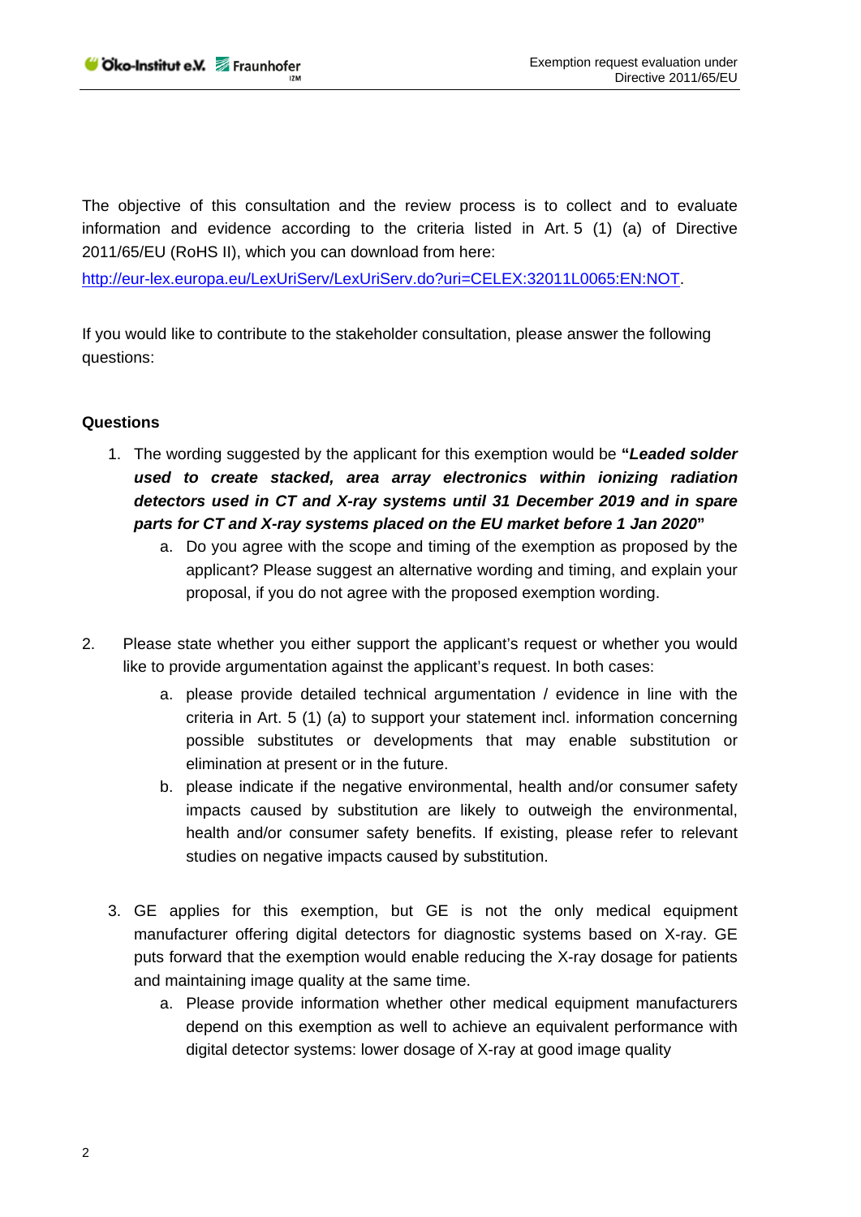The objective of this consultation and the review process is to collect and to evaluate information and evidence according to the criteria listed in Art. 5 (1) (a) of Directive 2011/65/EU (RoHS II), which you can download from here:

http://eur-lex.europa.eu/LexUriServ/LexUriServ.do?uri=CELEX:32011L0065:EN:NOT.

If you would like to contribute to the stakeholder consultation, please answer the following questions:

**Questions**

1. The wording suggested by the applicant for this exemption would be **"*Leaded solder used to create stacked, area array electronics within ionizing radiation detectors used in CT and X-ray systems until 31 December 2019 and in spare parts for CT and X-ray systems placed on the EU market before 1 Jan 2020*"**
   a. Do you agree with the scope and timing of the exemption as proposed by the applicant? Please suggest an alternative wording and timing, and explain your proposal, if you do not agree with the proposed exemption wording.

2. Please state whether you either support the applicant's request or whether you would like to provide argumentation against the applicant's request. In both cases:
   a. please provide detailed technical argumentation / evidence in line with the criteria in Art. 5 (1) (a) to support your statement incl. information concerning possible substitutes or developments that may enable substitution or elimination at present or in the future.
   b. please indicate if the negative environmental, health and/or consumer safety impacts caused by substitution are likely to outweigh the environmental, health and/or consumer safety benefits. If existing, please refer to relevant studies on negative impacts caused by substitution.

3. GE applies for this exemption, but GE is not the only medical equipment manufacturer offering digital detectors for diagnostic systems based on X-ray. GE puts forward that the exemption would enable reducing the X-ray dosage for patients and maintaining image quality at the same time.
   a. Please provide information whether other medical equipment manufacturers depend on this exemption as well to achieve an equivalent performance with digital detector systems: lower dosage of X-ray at good image quality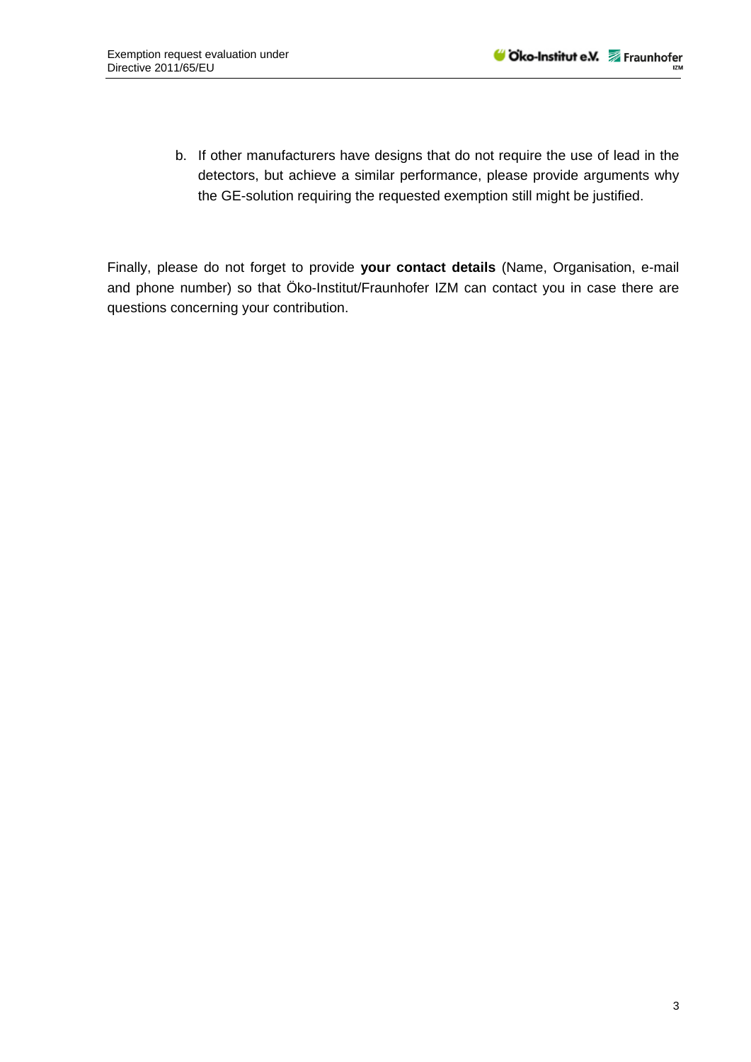b. If other manufacturers have designs that do not require the use of lead in the detectors, but achieve a similar performance, please provide arguments why the GE-solution requiring the requested exemption still might be justified.

Finally, please do not forget to provide **your contact details** (Name, Organisation, e-mail and phone number) so that Öko-Institut/Fraunhofer IZM can contact you in case there are questions concerning your contribution.